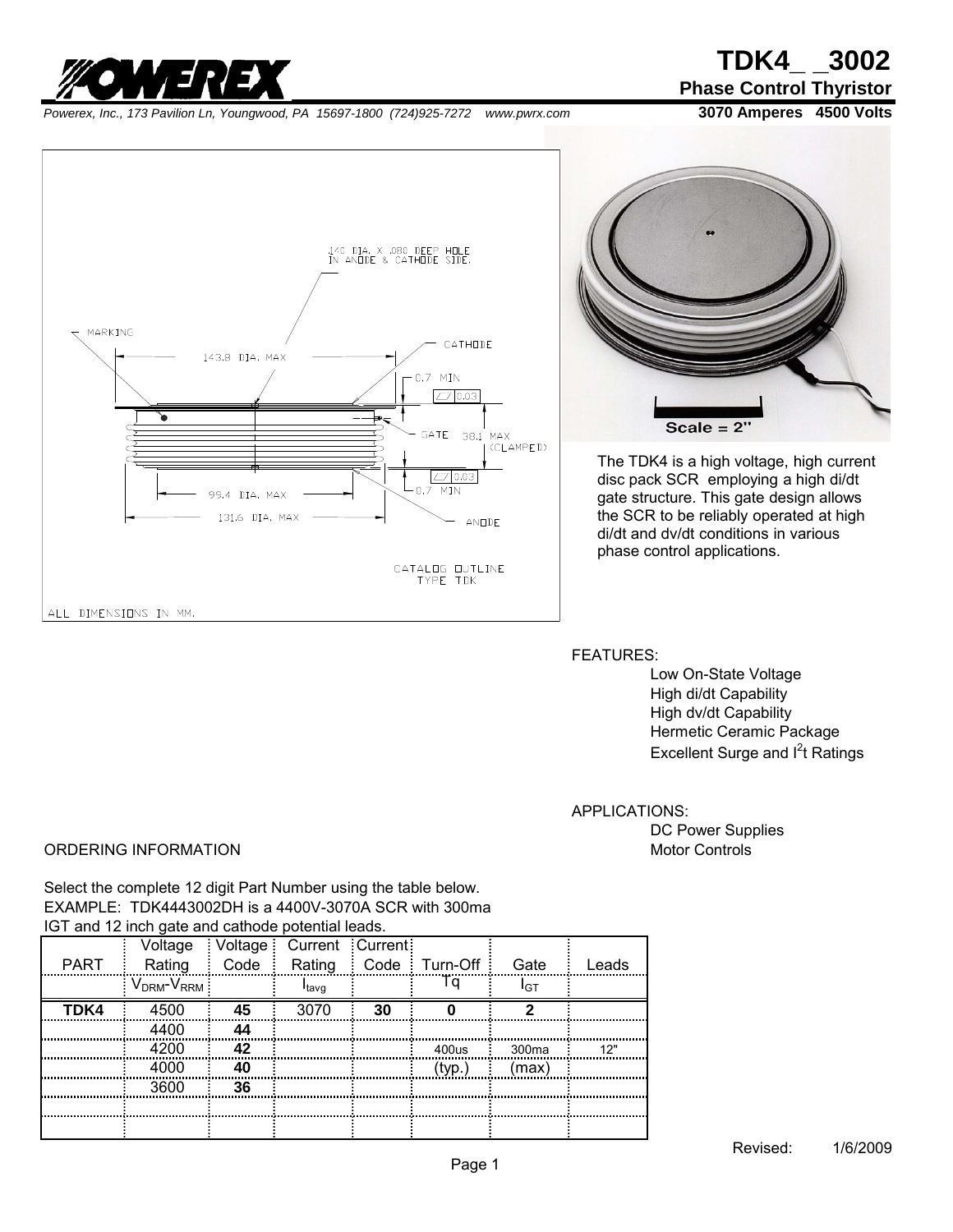# TDK4_ _3002

## Phase Control Thyristor

**3070 Amperes 4500 Volts**

*Powerex, Inc., 173 Pavilion Ln, Youngwood, PA 15697-1800 (724)925-7272 www.pwrx.com*

.140 DIA. X .080 DEEP HOLE IN ANODE & CATHODE SIDE.

MARKING

143.8 DIA. MAX

CATHODE

0.7 MIN

0.03

GATE 38.1 MAX (CLAMPED)

0.03

0.7 MIN

99.4 DIA. MAX

131.6 DIA. MAX

ANODE

CATALOG OUTLINE TYPE TDK

ALL DIMENSIONS IN MM.

Scale = 2"

The TDK4 is a high voltage, high current disc pack SCR employing a high di/dt gate structure. This gate design allows the SCR to be reliably operated at high di/dt and dv/dt conditions in various phase control applications.

FEATURES:

- Low On-State Voltage
- High di/dt Capability
- High dv/dt Capability
- Hermetic Ceramic Package
- Excellent Surge and $I^2t$ Ratings

APPLICATIONS:

- DC Power Supplies
- Motor Controls

ORDERING INFORMATION

Select the complete 12 digit Part Number using the table below.
EXAMPLE: TDK4443002DH is a 4400V-3070A SCR with 300ma IGT and 12 inch gate and cathode potential leads.

| PART | Voltage Rating | Voltage Code | Current Rating | Current Code | Turn-Off | Gate | Leads |
|---|---|---|---|---|---|---|---|
| | $V_{DRM}$-$V_{RRM}$ | | $I_{tavg}$ | | Tq | $I_{GT}$ | |
| **TDK4** | 4500 | **45** | 3070 | **30** | **0** | **2** | |
| | 4400 | **44** | | | | | |
| | 4200 | **42** | | | 400us | 300ma | 12" |
| | 4000 | **40** | | | (typ.) | (max) | |
| | 3600 | **36** | | | | | |
| | | | | | | | |
| | | | | | | | |

Revised: 1/6/2009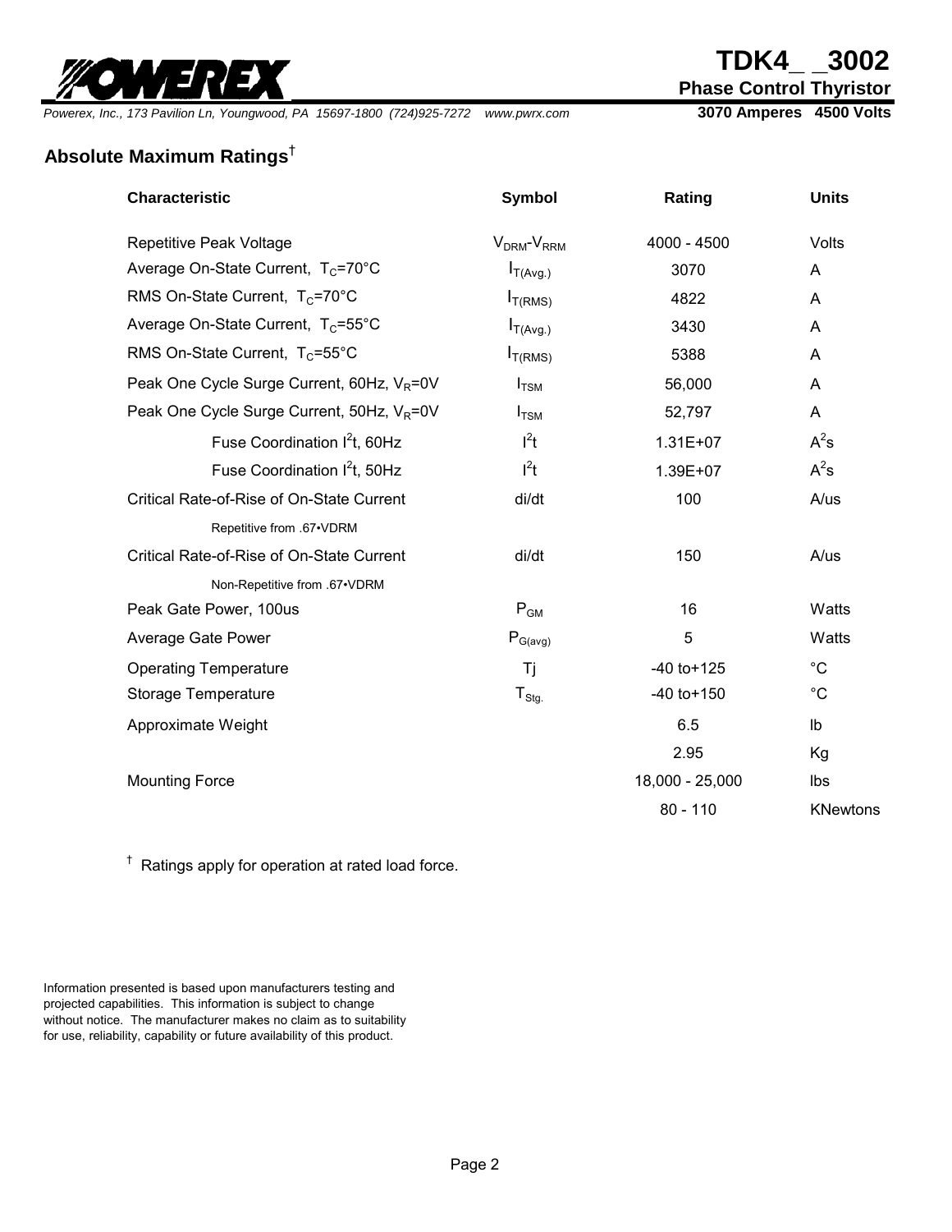# TDK4_ _3002

**Phase Control Thyristor**

Powerex, Inc., 173 Pavilion Ln, Youngwood, PA 15697-1800 (724)925-7272 www.pwrx.com

**3070 Amperes 4500 Volts**

## Absolute Maximum Ratings†

| Characteristic | Symbol | Rating | Units |
|---|---|---|---|
| Repetitive Peak Voltage | $V_{DRM}$-$V_{RRM}$ | 4000 - 4500 | Volts |
| Average On-State Current, $T_C$=70°C | $I_{T(Avg.)}$ | 3070 | A |
| RMS On-State Current, $T_C$=70°C | $I_{T(RMS)}$ | 4822 | A |
| Average On-State Current, $T_C$=55°C | $I_{T(Avg.)}$ | 3430 | A |
| RMS On-State Current, $T_C$=55°C | $I_{T(RMS)}$ | 5388 | A |
| Peak One Cycle Surge Current, 60Hz, $V_R$=0V | $I_{TSM}$ | 56,000 | A |
| Peak One Cycle Surge Current, 50Hz, $V_R$=0V | $I_{TSM}$ | 52,797 | A |
| Fuse Coordination $I^2t$, 60Hz | $I^2t$ | 1.31E+07 | $A^2s$ |
| Fuse Coordination $I^2t$, 50Hz | $I^2t$ | 1.39E+07 | $A^2s$ |
| Critical Rate-of-Rise of On-State Current<br>Repetitive from .67•VDRM | di/dt | 100 | A/us |
| Critical Rate-of-Rise of On-State Current<br>Non-Repetitive from .67•VDRM | di/dt | 150 | A/us |
| Peak Gate Power, 100us | $P_{GM}$ | 16 | Watts |
| Average Gate Power | $P_{G(avg)}$ | 5 | Watts |
| Operating Temperature | Tj | -40 to+125 | °C |
| Storage Temperature | $T_{Stg.}$ | -40 to+150 | °C |
| Approximate Weight | | 6.5 | lb |
| | | 2.95 | Kg |
| Mounting Force | | 18,000 - 25,000 | lbs |
| | | 80 - 110 | KNewtons |

† Ratings apply for operation at rated load force.

Information presented is based upon manufacturers testing and projected capabilities. This information is subject to change without notice. The manufacturer makes no claim as to suitability for use, reliability, capability or future availability of this product.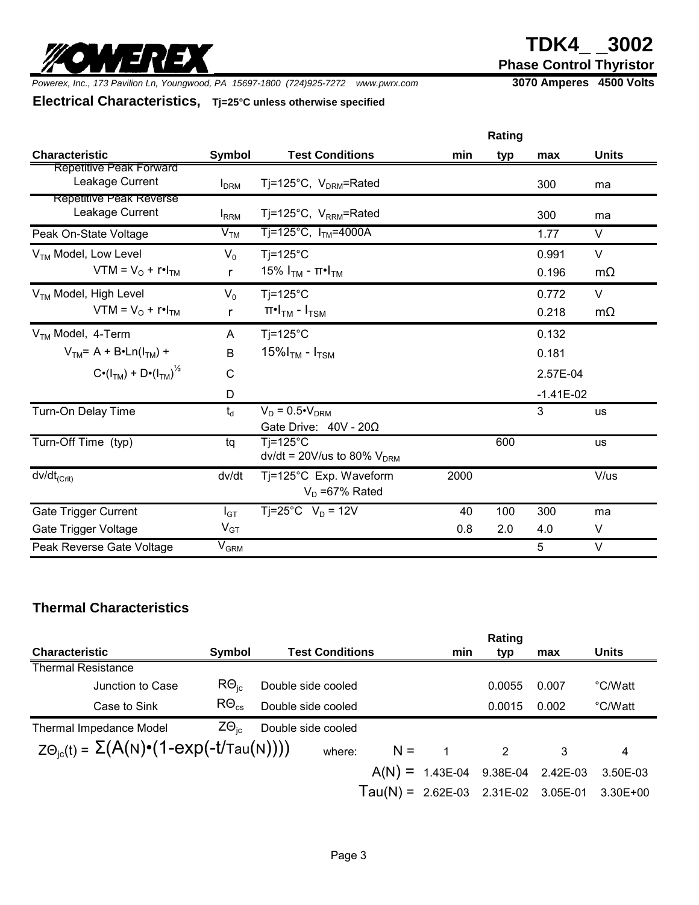# TDK4_ _3002

**Phase Control Thyristor**

*Powerex, Inc., 173 Pavilion Ln, Youngwood, PA 15697-1800 (724)925-7272 www.pwrx.com*

**3070 Amperes 4500 Volts**

## Electrical Characteristics, Tj=25°C unless otherwise specified

| Characteristic | Symbol | Test Conditions | min | typ | max | Units |
|---|---|---|---|---|---|---|
| Repetitive Peak Forward Leakage Current | $I_{DRM}$ | Tj=125°C, $V_{DRM}$=Rated | | | 300 | ma |
| Repetitive Peak Reverse Leakage Current | $I_{RRM}$ | Tj=125°C, $V_{RRM}$=Rated | | | 300 | ma |
| Peak On-State Voltage | $V_{TM}$ | Tj=125°C, $I_{TM}$=4000A | | | 1.77 | V |
| $V_{TM}$ Model, Low Level | $V_0$ | Tj=125°C | | | 0.991 | V |
| $VTM = V_O + r \cdot I_{TM}$ | r | 15% $I_{TM}$ - $\pi \cdot I_{TM}$ | | | 0.196 | mΩ |
| $V_{TM}$ Model, High Level | $V_0$ | Tj=125°C | | | 0.772 | V |
| $VTM = V_O + r \cdot I_{TM}$ | r | $\pi \cdot I_{TM}$ - $I_{TSM}$ | | | 0.218 | mΩ |
| $V_{TM}$ Model, 4-Term | A | Tj=125°C | | | 0.132 | |
| $V_{TM} = A + B \cdot Ln(I_{TM}) +$ | B | 15%$I_{TM}$ - $I_{TSM}$ | | | 0.181 | |
| $C \cdot (I_{TM}) + D \cdot (I_{TM})^{1/2}$ | C | | | | 2.57E-04 | |
| | D | | | | -1.41E-02 | |
| Turn-On Delay Time | $t_d$ | $V_D = 0.5 \cdot V_{DRM}$ Gate Drive: 40V - 20Ω | | | 3 | us |
| Turn-Off Time (typ) | tq | Tj=125°C dv/dt = 20V/us to 80% $V_{DRM}$ | | 600 | | us |
| $dv/dt_{(Crit)}$ | dv/dt | Tj=125°C Exp. Waveform $V_D$ =67% Rated | 2000 | | | V/us |
| Gate Trigger Current | $I_{GT}$ | Tj=25°C $V_D$ = 12V | 40 | 100 | 300 | ma |
| Gate Trigger Voltage | $V_{GT}$ | | 0.8 | 2.0 | 4.0 | V |
| Peak Reverse Gate Voltage | $V_{GRM}$ | | | | 5 | V |

## Thermal Characteristics

| Characteristic | Symbol | Test Conditions | min | typ | max | Units |
|---|---|---|---|---|---|---|
| Thermal Resistance | | | | | | |
| Junction to Case | $R\Theta_{jc}$ | Double side cooled | | 0.0055 | 0.007 | °C/Watt |
| Case to Sink | $R\Theta_{cs}$ | Double side cooled | | 0.0015 | 0.002 | °C/Watt |
| Thermal Impedance Model | $Z\Theta_{jc}$ | Double side cooled | | | | |

$$Z\Theta_{jc}(t) = \Sigma(A(N) \cdot (1 - \exp(-t/\mathrm{Tau}(N))))$$

where:

| | 1 | 2 | 3 | 4 |
|---|---|---|---|---|
| N = | 1 | 2 | 3 | 4 |
| A(N) = | 1.43E-04 | 9.38E-04 | 2.42E-03 | 3.50E-03 |
| Tau(N) = | 2.62E-03 | 2.31E-02 | 3.05E-01 | 3.30E+00 |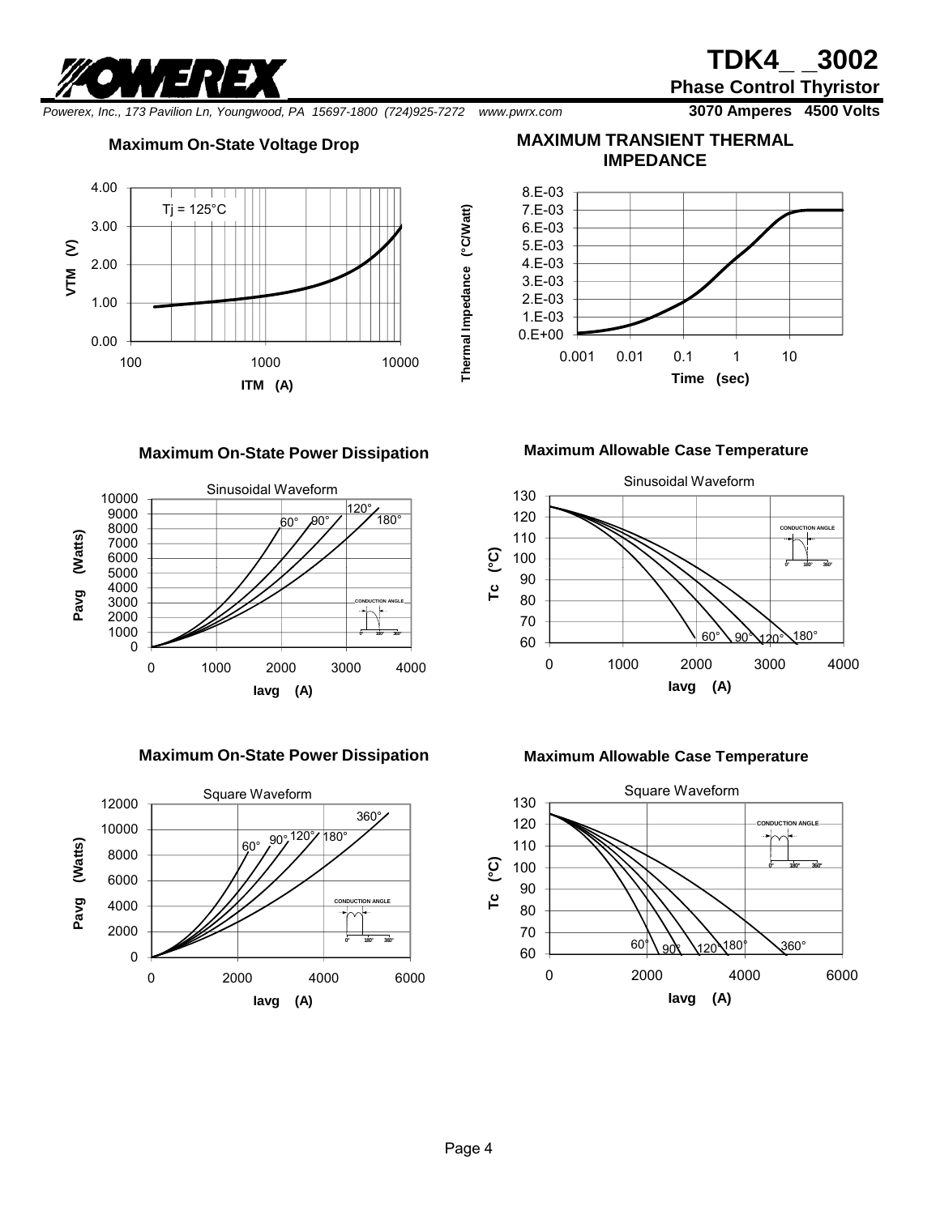# TDK4_ _3002

**Phase Control Thyristor**

**3070 Amperes 4500 Volts**

*Powerex, Inc., 173 Pavilion Ln, Youngwood, PA 15697-1800 (724)925-7272 www.pwrx.com*

## Maximum On-State Voltage Drop

Tj = 125°C

VTM (V)

4.00
3.00
2.00
1.00
0.00

100 1000 10000

ITM (A)

## MAXIMUM TRANSIENT THERMAL IMPEDANCE

Thermal Impedance (°C/Watt)

8.E-03
7.E-03
6.E-03
5.E-03
4.E-03
3.E-03
2.E-03
1.E-03
0.E+00

0.001 0.01 0.1 1 10

Time (sec)

## Maximum On-State Power Dissipation

Sinusoidal Waveform

Pavg (Watts)

10000
9000
8000
7000
6000
5000
4000
3000
2000
1000
0

0 1000 2000 3000 4000

Iavg (A)

60° 90° 120° 180°

CONDUCTION ANGLE

0° 180° 360°

## Maximum Allowable Case Temperature

Sinusoidal Waveform

Tc (°C)

130
120
110
100
90
80
70
60

0 1000 2000 3000 4000

Iavg (A)

60° 90° 120° 180°

CONDUCTION ANGLE

0° 180° 360°

## Maximum On-State Power Dissipation

Square Waveform

Pavg (Watts)

12000
10000
8000
6000
4000
2000
0

0 2000 4000 6000

Iavg (A)

60° 90° 120° 180° 360°

CONDUCTION ANGLE

0° 180° 360°

## Maximum Allowable Case Temperature

Square Waveform

Tc (°C)

130
120
110
100
90
80
70
60

0 2000 4000 6000

Iavg (A)

60° 90° 120° 180° 360°

CONDUCTION ANGLE

0° 180° 360°